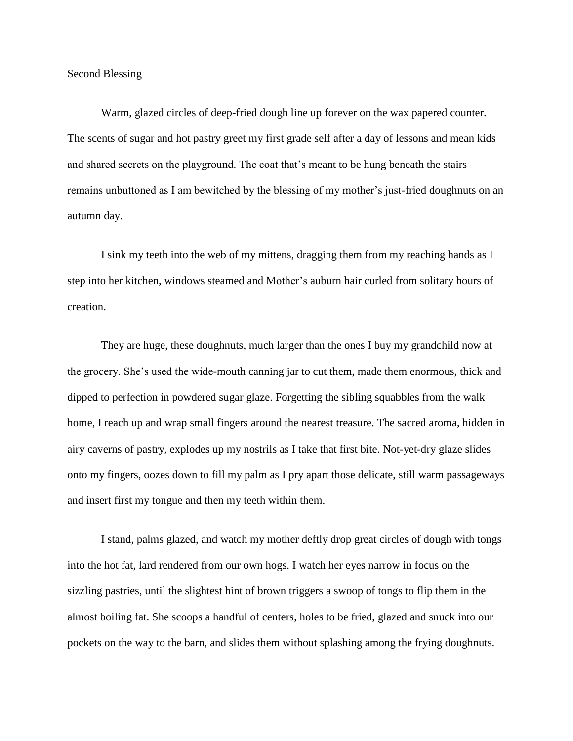# Second Blessing

Warm, glazed circles of deep-fried dough line up forever on the wax papered counter. The scents of sugar and hot pastry greet my first grade self after a day of lessons and mean kids and shared secrets on the playground. The coat that's meant to be hung beneath the stairs remains unbuttoned as I am bewitched by the blessing of my mother's just-fried doughnuts on an autumn day.

I sink my teeth into the web of my mittens, dragging them from my reaching hands as I step into her kitchen, windows steamed and Mother's auburn hair curled from solitary hours of creation.

They are huge, these doughnuts, much larger than the ones I buy my grandchild now at the grocery. She's used the wide-mouth canning jar to cut them, made them enormous, thick and dipped to perfection in powdered sugar glaze. Forgetting the sibling squabbles from the walk home, I reach up and wrap small fingers around the nearest treasure. The sacred aroma, hidden in airy caverns of pastry, explodes up my nostrils as I take that first bite. Not-yet-dry glaze slides onto my fingers, oozes down to fill my palm as I pry apart those delicate, still warm passageways and insert first my tongue and then my teeth within them.

I stand, palms glazed, and watch my mother deftly drop great circles of dough with tongs into the hot fat, lard rendered from our own hogs. I watch her eyes narrow in focus on the sizzling pastries, until the slightest hint of brown triggers a swoop of tongs to flip them in the almost boiling fat. She scoops a handful of centers, holes to be fried, glazed and snuck into our pockets on the way to the barn, and slides them without splashing among the frying doughnuts.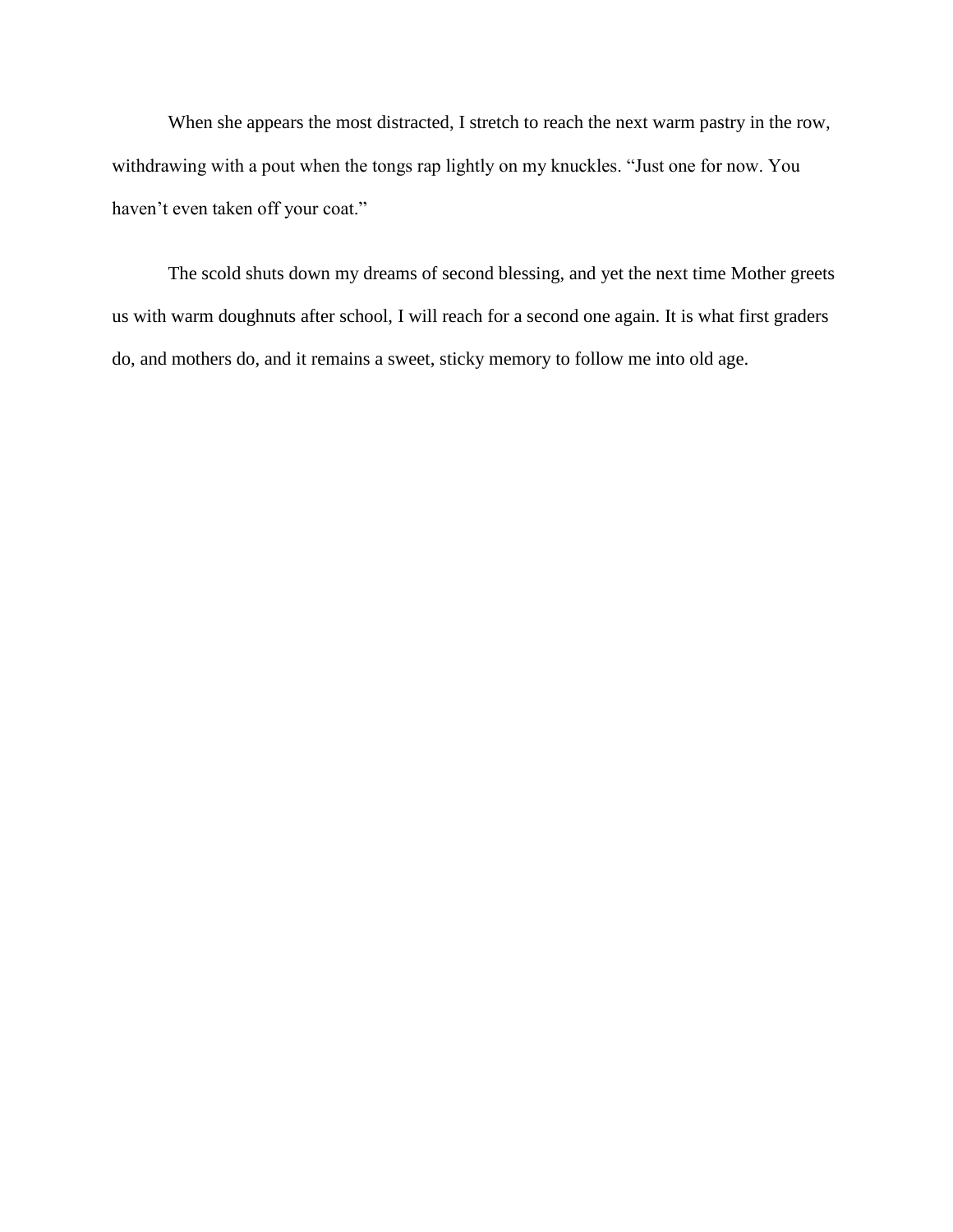When she appears the most distracted, I stretch to reach the next warm pastry in the row, withdrawing with a pout when the tongs rap lightly on my knuckles. "Just one for now. You haven't even taken off your coat."

The scold shuts down my dreams of second blessing, and yet the next time Mother greets us with warm doughnuts after school, I will reach for a second one again. It is what first graders do, and mothers do, and it remains a sweet, sticky memory to follow me into old age.